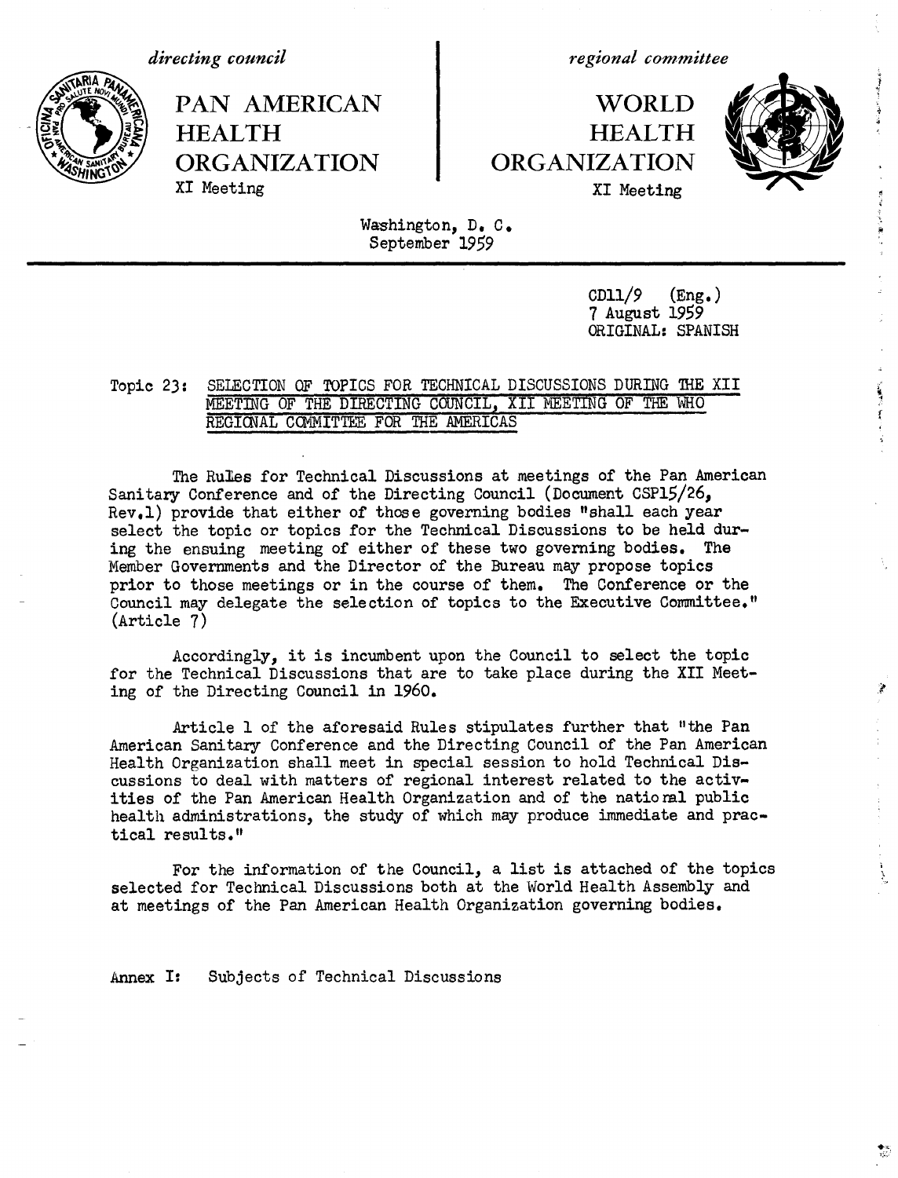*directing council*

PAN AMERICAN HEALTH ORGANIZATION

XI Meeting

*regional committee*

WORLD HEALTH ORGANIZATION

XI Meeting

Washington, D. C.
September 1959

CD11/9 (Eng.)
7 August 1959
ORIGINAL: SPANISH

Topic 23: SELECTION OF TOPICS FOR TECHNICAL DISCUSSIONS DURING THE XII MEETING OF THE DIRECTING COUNCIL, XII MEETING OF THE WHO REGIONAL COMMITTEE FOR THE AMERICAS

The Rules for Technical Discussions at meetings of the Pan American Sanitary Conference and of the Directing Council (Document CSP15/26, Rev.1) provide that either of those governing bodies "shall each year select the topic or topics for the Technical Discussions to be held during the ensuing meeting of either of these two governing bodies. The Member Governments and the Director of the Bureau may propose topics prior to those meetings or in the course of them. The Conference or the Council may delegate the selection of topics to the Executive Committee." (Article 7)

Accordingly, it is incumbent upon the Council to select the topic for the Technical Discussions that are to take place during the XII Meeting of the Directing Council in 1960.

Article 1 of the aforesaid Rules stipulates further that "the Pan American Sanitary Conference and the Directing Council of the Pan American Health Organization shall meet in special session to hold Technical Discussions to deal with matters of regional interest related to the activities of the Pan American Health Organization and of the national public health administrations, the study of which may produce immediate and practical results."

For the information of the Council, a list is attached of the topics selected for Technical Discussions both at the World Health Assembly and at meetings of the Pan American Health Organization governing bodies.

Annex I: Subjects of Technical Discussions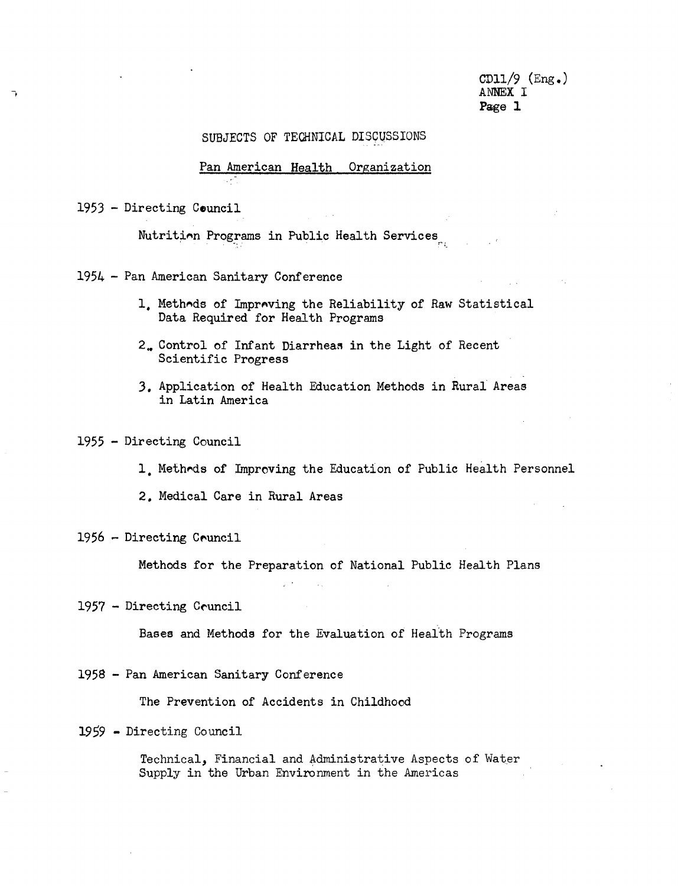CD11/9 (Eng.)
ANNEX I

## SUBJECTS OF TECHNICAL DISCUSSIONS

### Pan American Health Organization

1953 - Directing Council

Nutrition Programs in Public Health Services

1954 - Pan American Sanitary Conference

1. Methods of Improving the Reliability of Raw Statistical Data Required for Health Programs
2. Control of Infant Diarrheas in the Light of Recent Scientific Progress
3. Application of Health Education Methods in Rural Areas in Latin America

1955 - Directing Council

1. Methods of Improving the Education of Public Health Personnel
2. Medical Care in Rural Areas

1956 - Directing Council

Methods for the Preparation of National Public Health Plans

1957 - Directing Council

Bases and Methods for the Evaluation of Health Programs

1958 - Pan American Sanitary Conference

The Prevention of Accidents in Childhood

1959 - Directing Council

Technical, Financial and Administrative Aspects of Water Supply in the Urban Environment in the Americas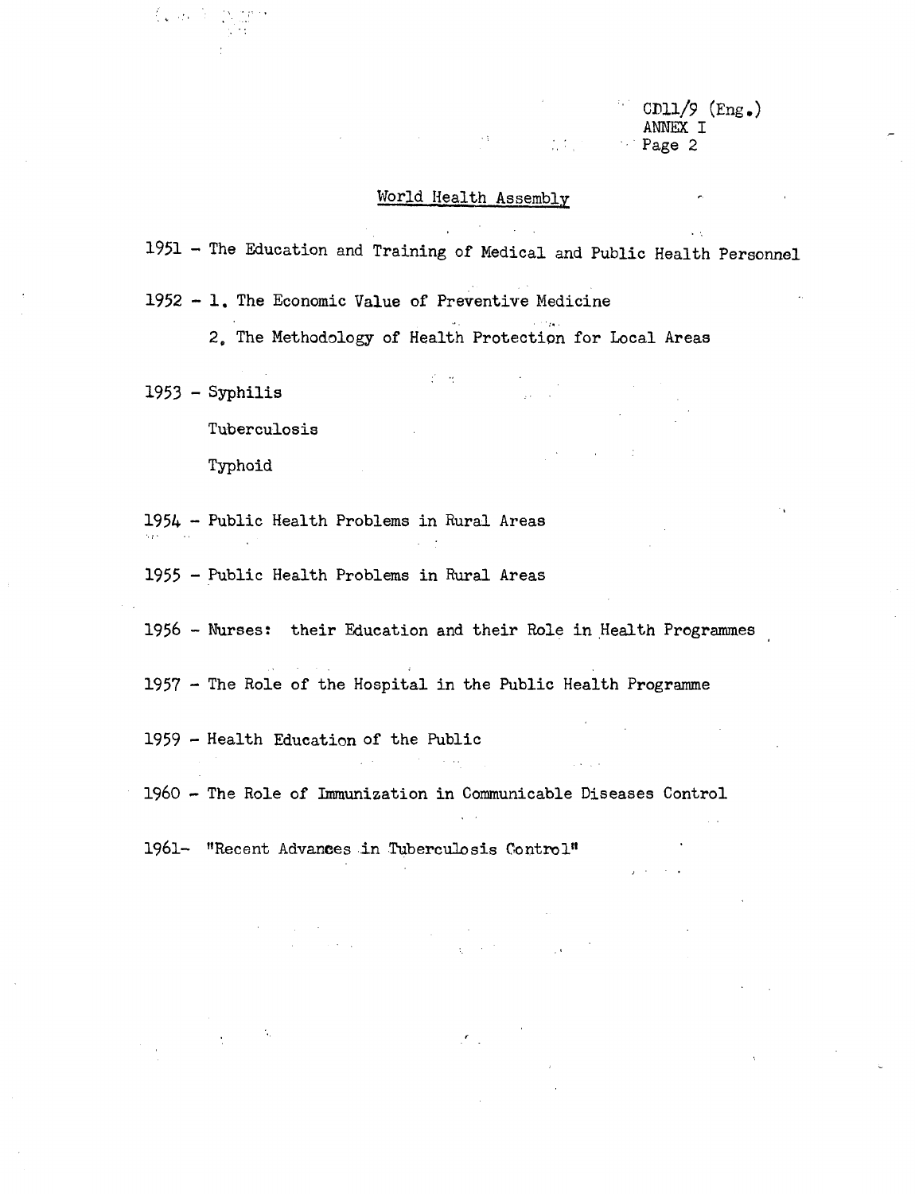## World Health Assembly

1951 - The Education and Training of Medical and Public Health Personnel

1952 - 1. The Economic Value of Preventive Medicine

2. The Methodology of Health Protection for Local Areas

1953 - Syphilis

Tuberculosis

Typhoid

1954 - Public Health Problems in Rural Areas

1955 - Public Health Problems in Rural Areas

1956 - Nurses: their Education and their Role in Health Programmes

1957 - The Role of the Hospital in the Public Health Programme

1959 - Health Education of the Public

1960 - The Role of Immunization in Communicable Diseases Control

1961- "Recent Advances in Tuberculosis Control"